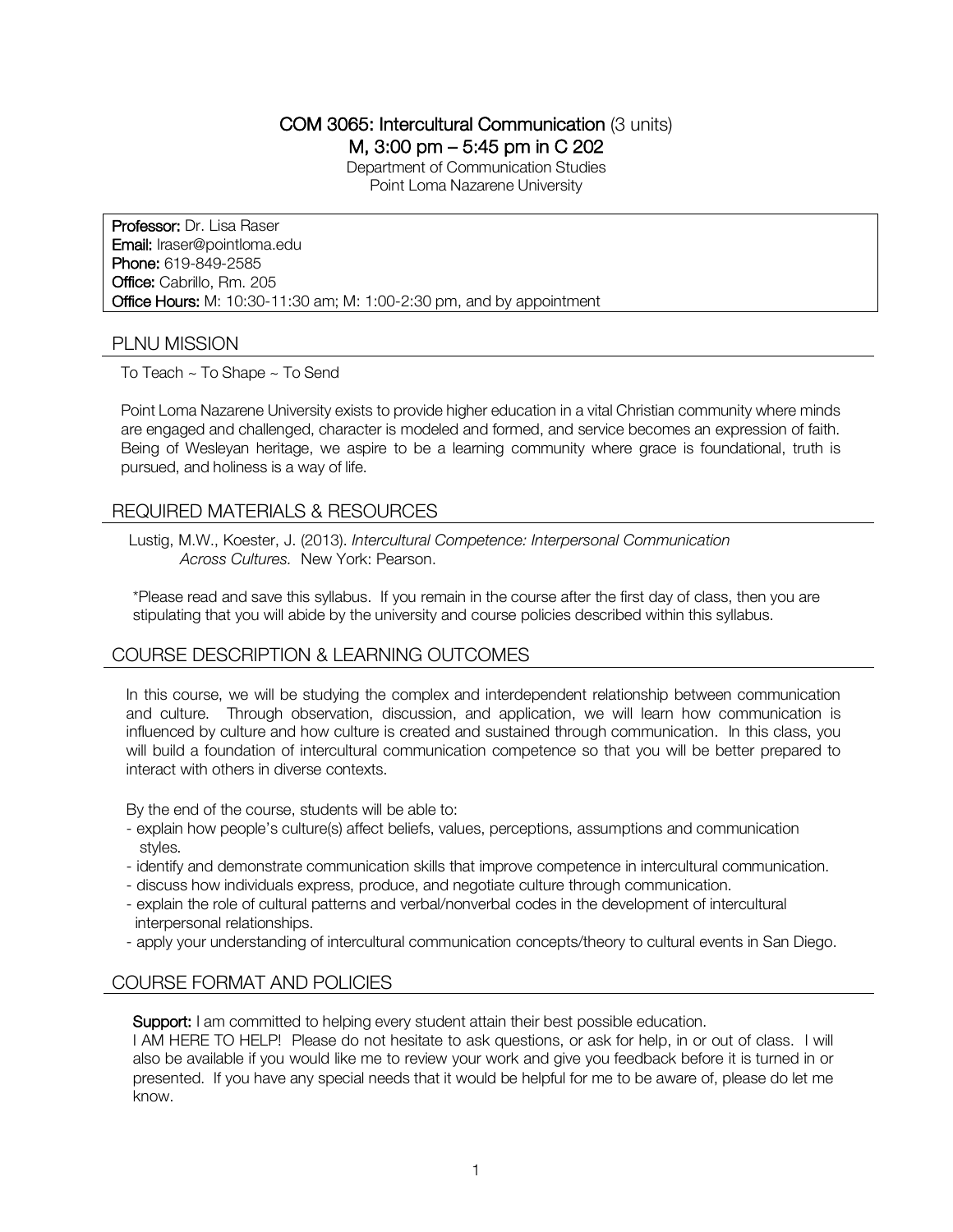# COM 3065: Intercultural Communication (3 units)

## M, 3:00 pm – 5:45 pm in C 202

Department of Communication Studies
Point Loma Nazarene University

**Professor:** Dr. Lisa Raser
**Email:** lraser@pointloma.edu
**Phone:** 619-849-2585
**Office:** Cabrillo, Rm. 205
**Office Hours:** M: 10:30-11:30 am; M: 1:00-2:30 pm, and by appointment

## PLNU MISSION

To Teach ~ To Shape ~ To Send

Point Loma Nazarene University exists to provide higher education in a vital Christian community where minds are engaged and challenged, character is modeled and formed, and service becomes an expression of faith. Being of Wesleyan heritage, we aspire to be a learning community where grace is foundational, truth is pursued, and holiness is a way of life.

## REQUIRED MATERIALS & RESOURCES

Lustig, M.W., Koester, J. (2013). *Intercultural Competence: Interpersonal Communication Across Cultures.* New York: Pearson.

*Please read and save this syllabus. If you remain in the course after the first day of class, then you are stipulating that you will abide by the university and course policies described within this syllabus.

## COURSE DESCRIPTION & LEARNING OUTCOMES

In this course, we will be studying the complex and interdependent relationship between communication and culture. Through observation, discussion, and application, we will learn how communication is influenced by culture and how culture is created and sustained through communication. In this class, you will build a foundation of intercultural communication competence so that you will be better prepared to interact with others in diverse contexts.

By the end of the course, students will be able to:

- explain how people's culture(s) affect beliefs, values, perceptions, assumptions and communication styles.
- identify and demonstrate communication skills that improve competence in intercultural communication.
- discuss how individuals express, produce, and negotiate culture through communication.
- explain the role of cultural patterns and verbal/nonverbal codes in the development of intercultural interpersonal relationships.
- apply your understanding of intercultural communication concepts/theory to cultural events in San Diego.

## COURSE FORMAT AND POLICIES

**Support:** I am committed to helping every student attain their best possible education.
I AM HERE TO HELP! Please do not hesitate to ask questions, or ask for help, in or out of class. I will also be available if you would like me to review your work and give you feedback before it is turned in or presented. If you have any special needs that it would be helpful for me to be aware of, please do let me know.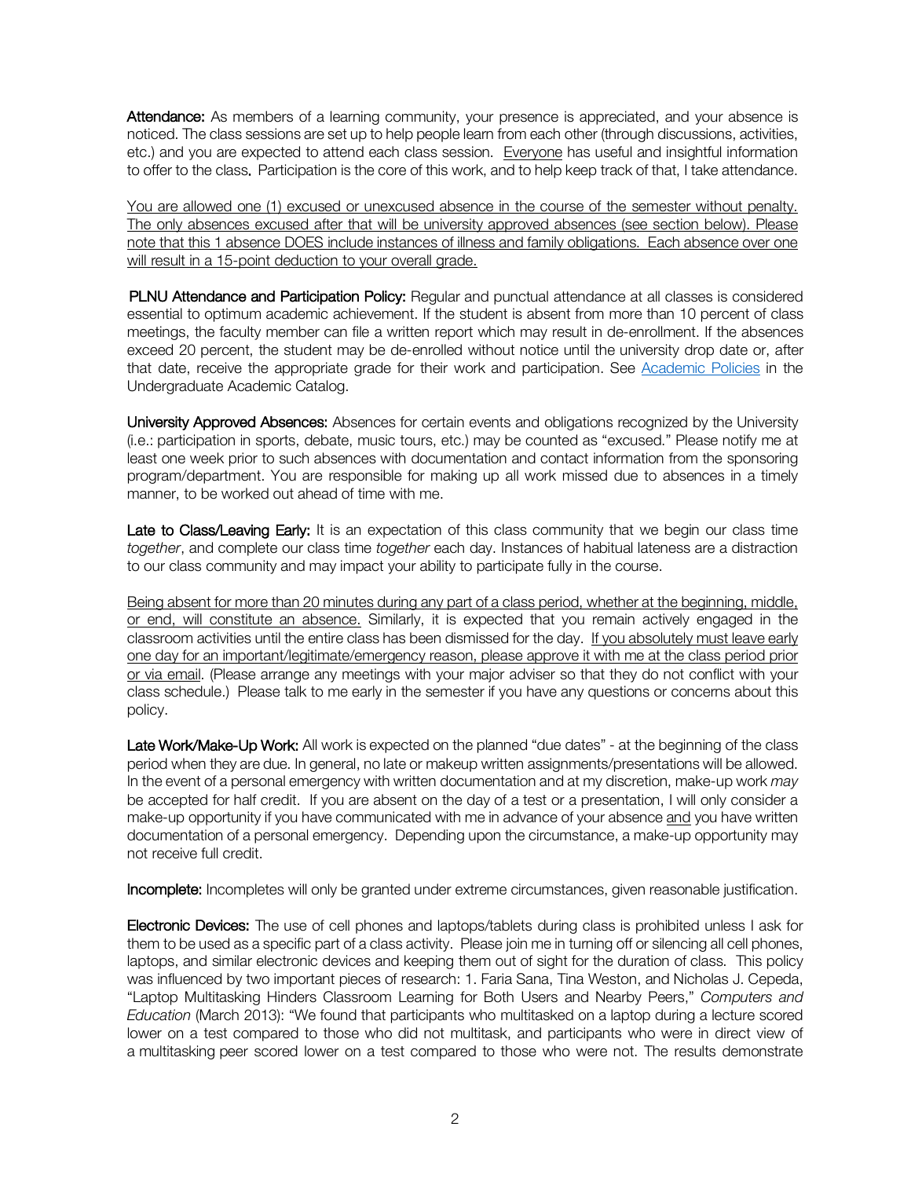**Attendance:** As members of a learning community, your presence is appreciated, and your absence is noticed. The class sessions are set up to help people learn from each other (through discussions, activities, etc.) and you are expected to attend each class session. Everyone has useful and insightful information to offer to the class. Participation is the core of this work, and to help keep track of that, I take attendance.

You are allowed one (1) excused or unexcused absence in the course of the semester without penalty. The only absences excused after that will be university approved absences (see section below). Please note that this 1 absence DOES include instances of illness and family obligations. Each absence over one will result in a 15-point deduction to your overall grade.

**PLNU Attendance and Participation Policy:** Regular and punctual attendance at all classes is considered essential to optimum academic achievement. If the student is absent from more than 10 percent of class meetings, the faculty member can file a written report which may result in de-enrollment. If the absences exceed 20 percent, the student may be de-enrolled without notice until the university drop date or, after that date, receive the appropriate grade for their work and participation. See Academic Policies in the Undergraduate Academic Catalog.

**University Approved Absences:** Absences for certain events and obligations recognized by the University (i.e.: participation in sports, debate, music tours, etc.) may be counted as "excused." Please notify me at least one week prior to such absences with documentation and contact information from the sponsoring program/department. You are responsible for making up all work missed due to absences in a timely manner, to be worked out ahead of time with me.

**Late to Class/Leaving Early:** It is an expectation of this class community that we begin our class time *together*, and complete our class time *together* each day. Instances of habitual lateness are a distraction to our class community and may impact your ability to participate fully in the course.

Being absent for more than 20 minutes during any part of a class period, whether at the beginning, middle, or end, will constitute an absence. Similarly, it is expected that you remain actively engaged in the classroom activities until the entire class has been dismissed for the day. If you absolutely must leave early one day for an important/legitimate/emergency reason, please approve it with me at the class period prior or via email. (Please arrange any meetings with your major adviser so that they do not conflict with your class schedule.) Please talk to me early in the semester if you have any questions or concerns about this policy.

**Late Work/Make-Up Work:** All work is expected on the planned "due dates" - at the beginning of the class period when they are due. In general, no late or makeup written assignments/presentations will be allowed. In the event of a personal emergency with written documentation and at my discretion, make-up work *may* be accepted for half credit. If you are absent on the day of a test or a presentation, I will only consider a make-up opportunity if you have communicated with me in advance of your absence and you have written documentation of a personal emergency. Depending upon the circumstance, a make-up opportunity may not receive full credit.

**Incomplete:** Incompletes will only be granted under extreme circumstances, given reasonable justification.

**Electronic Devices:** The use of cell phones and laptops/tablets during class is prohibited unless I ask for them to be used as a specific part of a class activity. Please join me in turning off or silencing all cell phones, laptops, and similar electronic devices and keeping them out of sight for the duration of class. This policy was influenced by two important pieces of research: 1. Faria Sana, Tina Weston, and Nicholas J. Cepeda, "Laptop Multitasking Hinders Classroom Learning for Both Users and Nearby Peers," *Computers and Education* (March 2013): "We found that participants who multitasked on a laptop during a lecture scored lower on a test compared to those who did not multitask, and participants who were in direct view of a multitasking peer scored lower on a test compared to those who were not. The results demonstrate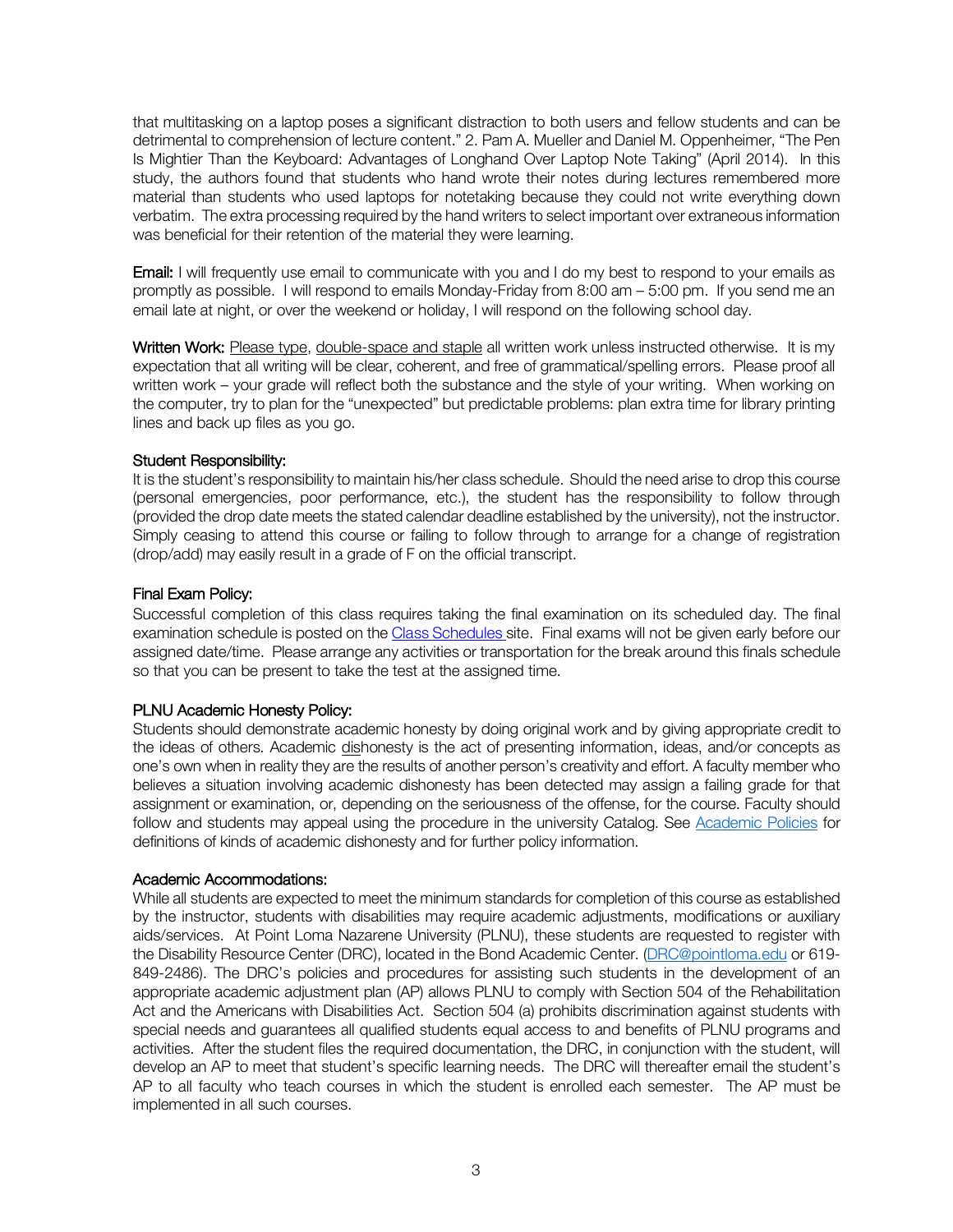that multitasking on a laptop poses a significant distraction to both users and fellow students and can be detrimental to comprehension of lecture content." 2. Pam A. Mueller and Daniel M. Oppenheimer, "The Pen Is Mightier Than the Keyboard: Advantages of Longhand Over Laptop Note Taking" (April 2014). In this study, the authors found that students who hand wrote their notes during lectures remembered more material than students who used laptops for notetaking because they could not write everything down verbatim. The extra processing required by the hand writers to select important over extraneous information was beneficial for their retention of the material they were learning.

**Email:** I will frequently use email to communicate with you and I do my best to respond to your emails as promptly as possible. I will respond to emails Monday-Friday from 8:00 am – 5:00 pm. If you send me an email late at night, or over the weekend or holiday, I will respond on the following school day.

**Written Work:** Please type, double-space and staple all written work unless instructed otherwise. It is my expectation that all writing will be clear, coherent, and free of grammatical/spelling errors. Please proof all written work – your grade will reflect both the substance and the style of your writing. When working on the computer, try to plan for the "unexpected" but predictable problems: plan extra time for library printing lines and back up files as you go.

**Student Responsibility:**

It is the student's responsibility to maintain his/her class schedule. Should the need arise to drop this course (personal emergencies, poor performance, etc.), the student has the responsibility to follow through (provided the drop date meets the stated calendar deadline established by the university), not the instructor. Simply ceasing to attend this course or failing to follow through to arrange for a change of registration (drop/add) may easily result in a grade of F on the official transcript.

**Final Exam Policy:**

Successful completion of this class requires taking the final examination on its scheduled day. The final examination schedule is posted on the Class Schedules site. Final exams will not be given early before our assigned date/time. Please arrange any activities or transportation for the break around this finals schedule so that you can be present to take the test at the assigned time.

**PLNU Academic Honesty Policy:**

Students should demonstrate academic honesty by doing original work and by giving appropriate credit to the ideas of others. Academic dishonesty is the act of presenting information, ideas, and/or concepts as one's own when in reality they are the results of another person's creativity and effort. A faculty member who believes a situation involving academic dishonesty has been detected may assign a failing grade for that assignment or examination, or, depending on the seriousness of the offense, for the course. Faculty should follow and students may appeal using the procedure in the university Catalog. See Academic Policies for definitions of kinds of academic dishonesty and for further policy information.

**Academic Accommodations:**

While all students are expected to meet the minimum standards for completion of this course as established by the instructor, students with disabilities may require academic adjustments, modifications or auxiliary aids/services. At Point Loma Nazarene University (PLNU), these students are requested to register with the Disability Resource Center (DRC), located in the Bond Academic Center. (DRC@pointloma.edu or 619-849-2486). The DRC's policies and procedures for assisting such students in the development of an appropriate academic adjustment plan (AP) allows PLNU to comply with Section 504 of the Rehabilitation Act and the Americans with Disabilities Act. Section 504 (a) prohibits discrimination against students with special needs and guarantees all qualified students equal access to and benefits of PLNU programs and activities. After the student files the required documentation, the DRC, in conjunction with the student, will develop an AP to meet that student's specific learning needs. The DRC will thereafter email the student's AP to all faculty who teach courses in which the student is enrolled each semester. The AP must be implemented in all such courses.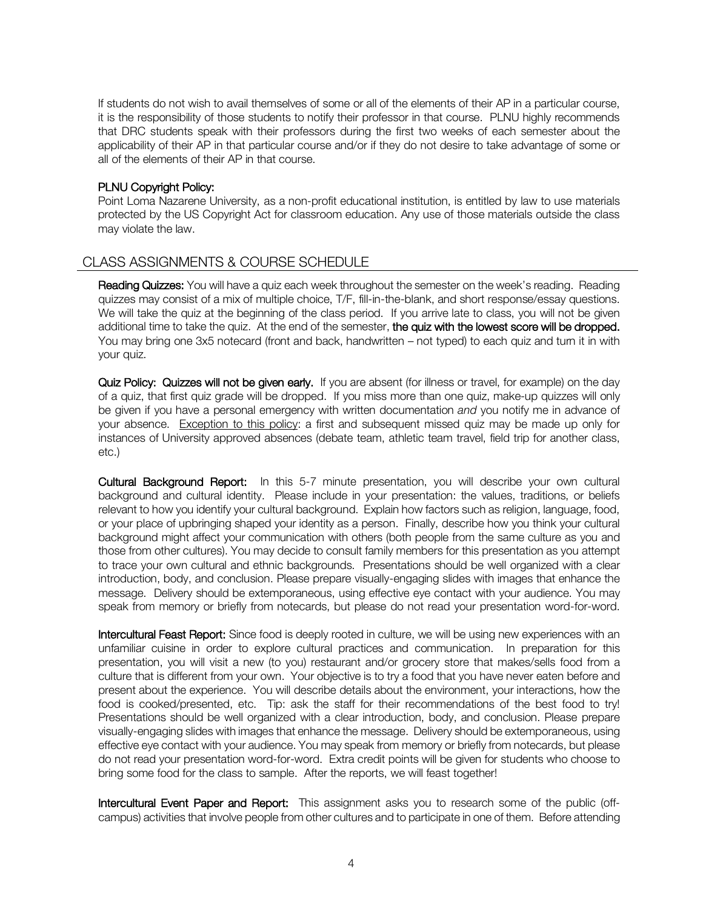If students do not wish to avail themselves of some or all of the elements of their AP in a particular course, it is the responsibility of those students to notify their professor in that course. PLNU highly recommends that DRC students speak with their professors during the first two weeks of each semester about the applicability of their AP in that particular course and/or if they do not desire to take advantage of some or all of the elements of their AP in that course.

**PLNU Copyright Policy:**
Point Loma Nazarene University, as a non-profit educational institution, is entitled by law to use materials protected by the US Copyright Act for classroom education. Any use of those materials outside the class may violate the law.

## CLASS ASSIGNMENTS & COURSE SCHEDULE

**Reading Quizzes:** You will have a quiz each week throughout the semester on the week's reading. Reading quizzes may consist of a mix of multiple choice, T/F, fill-in-the-blank, and short response/essay questions. We will take the quiz at the beginning of the class period. If you arrive late to class, you will not be given additional time to take the quiz. At the end of the semester, **the quiz with the lowest score will be dropped.** You may bring one 3x5 notecard (front and back, handwritten – not typed) to each quiz and turn it in with your quiz.

**Quiz Policy: Quizzes will not be given early.** If you are absent (for illness or travel, for example) on the day of a quiz, that first quiz grade will be dropped. If you miss more than one quiz, make-up quizzes will only be given if you have a personal emergency with written documentation *and* you notify me in advance of your absence. Exception to this policy: a first and subsequent missed quiz may be made up only for instances of University approved absences (debate team, athletic team travel, field trip for another class, etc.)

**Cultural Background Report:** In this 5-7 minute presentation, you will describe your own cultural background and cultural identity. Please include in your presentation: the values, traditions, or beliefs relevant to how you identify your cultural background. Explain how factors such as religion, language, food, or your place of upbringing shaped your identity as a person. Finally, describe how you think your cultural background might affect your communication with others (both people from the same culture as you and those from other cultures). You may decide to consult family members for this presentation as you attempt to trace your own cultural and ethnic backgrounds. Presentations should be well organized with a clear introduction, body, and conclusion. Please prepare visually-engaging slides with images that enhance the message. Delivery should be extemporaneous, using effective eye contact with your audience. You may speak from memory or briefly from notecards, but please do not read your presentation word-for-word.

**Intercultural Feast Report:** Since food is deeply rooted in culture, we will be using new experiences with an unfamiliar cuisine in order to explore cultural practices and communication. In preparation for this presentation, you will visit a new (to you) restaurant and/or grocery store that makes/sells food from a culture that is different from your own. Your objective is to try a food that you have never eaten before and present about the experience. You will describe details about the environment, your interactions, how the food is cooked/presented, etc. Tip: ask the staff for their recommendations of the best food to try! Presentations should be well organized with a clear introduction, body, and conclusion. Please prepare visually-engaging slides with images that enhance the message. Delivery should be extemporaneous, using effective eye contact with your audience. You may speak from memory or briefly from notecards, but please do not read your presentation word-for-word. Extra credit points will be given for students who choose to bring some food for the class to sample. After the reports, we will feast together!

**Intercultural Event Paper and Report:** This assignment asks you to research some of the public (off-campus) activities that involve people from other cultures and to participate in one of them. Before attending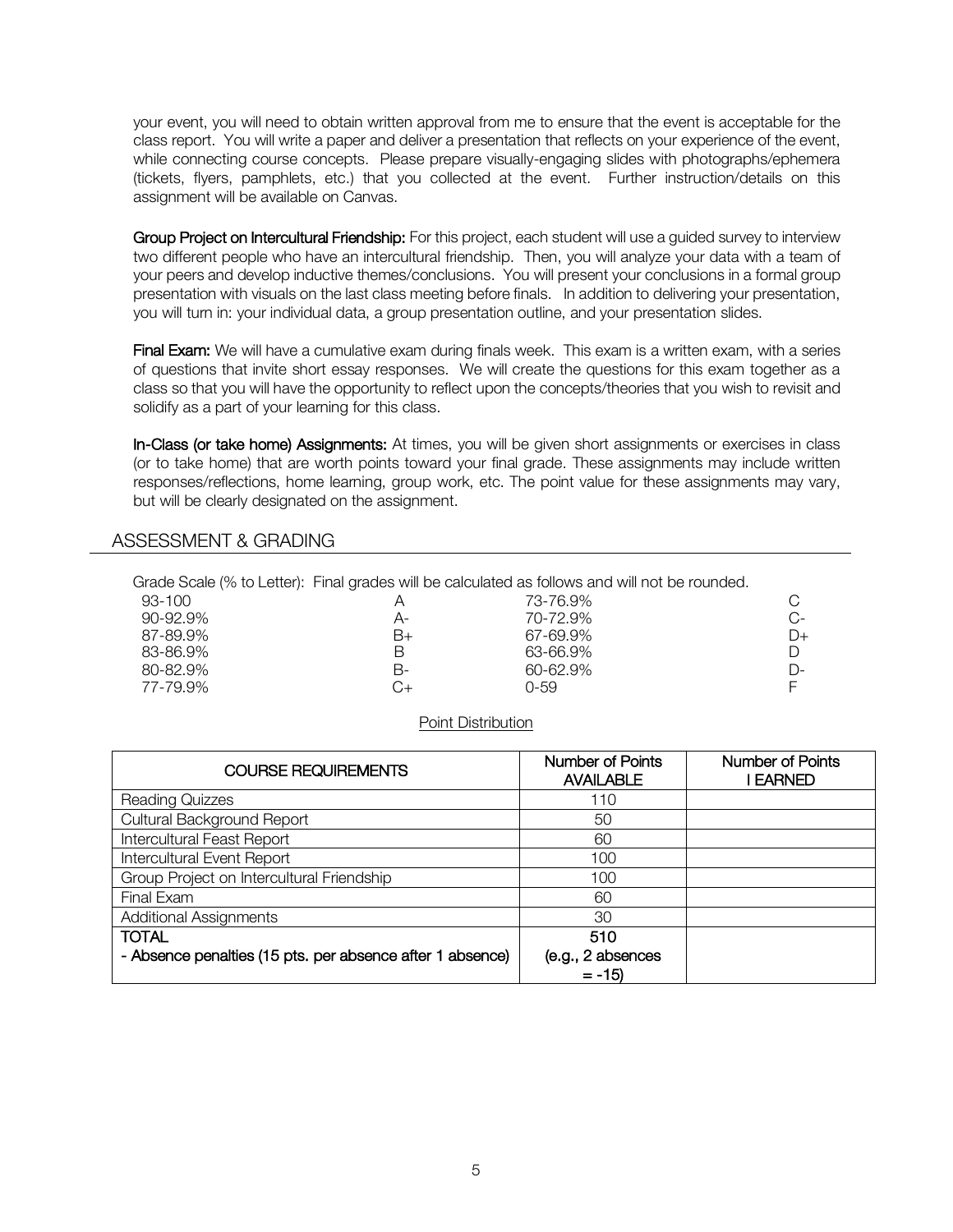your event, you will need to obtain written approval from me to ensure that the event is acceptable for the class report. You will write a paper and deliver a presentation that reflects on your experience of the event, while connecting course concepts. Please prepare visually-engaging slides with photographs/ephemera (tickets, flyers, pamphlets, etc.) that you collected at the event. Further instruction/details on this assignment will be available on Canvas.

**Group Project on Intercultural Friendship:** For this project, each student will use a guided survey to interview two different people who have an intercultural friendship. Then, you will analyze your data with a team of your peers and develop inductive themes/conclusions. You will present your conclusions in a formal group presentation with visuals on the last class meeting before finals. In addition to delivering your presentation, you will turn in: your individual data, a group presentation outline, and your presentation slides.

**Final Exam:** We will have a cumulative exam during finals week. This exam is a written exam, with a series of questions that invite short essay responses. We will create the questions for this exam together as a class so that you will have the opportunity to reflect upon the concepts/theories that you wish to revisit and solidify as a part of your learning for this class.

**In-Class (or take home) Assignments:** At times, you will be given short assignments or exercises in class (or to take home) that are worth points toward your final grade. These assignments may include written responses/reflections, home learning, group work, etc. The point value for these assignments may vary, but will be clearly designated on the assignment.

## ASSESSMENT & GRADING

Grade Scale (% to Letter): Final grades will be calculated as follows and will not be rounded.

| | | | |
|---|---|---|---|
| 93-100 | A | 73-76.9% | C |
| 90-92.9% | A- | 70-72.9% | C- |
| 87-89.9% | B+ | 67-69.9% | D+ |
| 83-86.9% | B | 63-66.9% | D |
| 80-82.9% | B- | 60-62.9% | D- |
| 77-79.9% | C+ | 0-59 | F |

Point Distribution

| COURSE REQUIREMENTS | Number of Points AVAILABLE | Number of Points I EARNED |
|---|---|---|
| Reading Quizzes | 110 | |
| Cultural Background Report | 50 | |
| Intercultural Feast Report | 60 | |
| Intercultural Event Report | 100 | |
| Group Project on Intercultural Friendship | 100 | |
| Final Exam | 60 | |
| Additional Assignments | 30 | |
| **TOTAL**<br>**- Absence penalties (15 pts. per absence after 1 absence)** | **510**<br>**(e.g., 2 absences = -15)** | |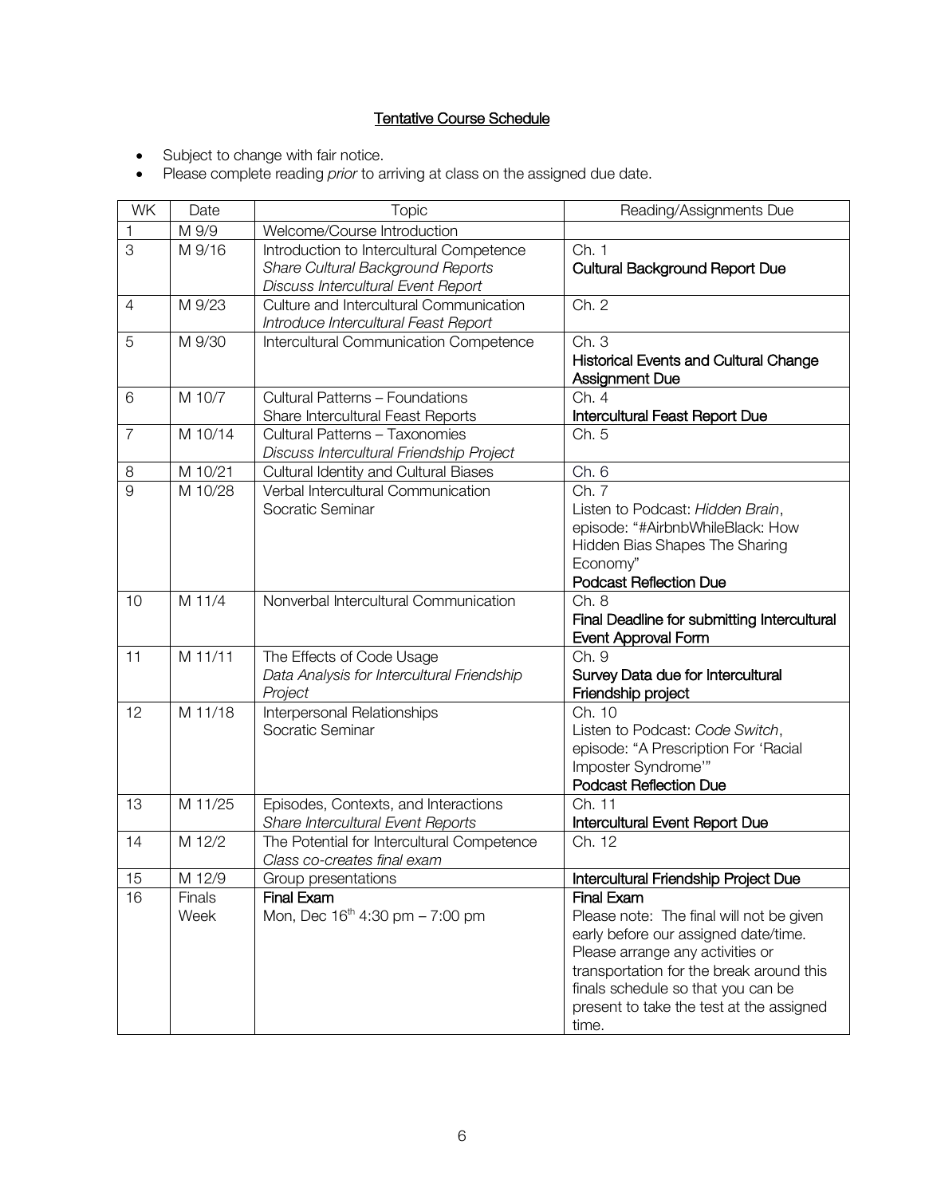## Tentative Course Schedule

- Subject to change with fair notice.
- Please complete reading *prior* to arriving at class on the assigned due date.

| WK | Date | Topic | Reading/Assignments Due |
|---|---|---|---|
| 1 | M 9/9 | Welcome/Course Introduction | |
| 3 | M 9/16 | Introduction to Intercultural Competence<br>*Share Cultural Background Reports*<br>*Discuss Intercultural Event Report* | Ch. 1<br>**Cultural Background Report Due** |
| 4 | M 9/23 | Culture and Intercultural Communication<br>*Introduce Intercultural Feast Report* | Ch. 2 |
| 5 | M 9/30 | Intercultural Communication Competence | Ch. 3<br>**Historical Events and Cultural Change Assignment Due** |
| 6 | M 10/7 | Cultural Patterns – Foundations<br>Share Intercultural Feast Reports | Ch. 4<br>**Intercultural Feast Report Due** |
| 7 | M 10/14 | Cultural Patterns – Taxonomies<br>*Discuss Intercultural Friendship Project* | Ch. 5 |
| 8 | M 10/21 | Cultural Identity and Cultural Biases | Ch. 6 |
| 9 | M 10/28 | Verbal Intercultural Communication<br>Socratic Seminar | Ch. 7<br>Listen to Podcast: *Hidden Brain*, episode: "#AirbnbWhileBlack: How Hidden Bias Shapes The Sharing Economy"<br>**Podcast Reflection Due** |
| 10 | M 11/4 | Nonverbal Intercultural Communication | Ch. 8<br>**Final Deadline for submitting Intercultural Event Approval Form** |
| 11 | M 11/11 | The Effects of Code Usage<br>*Data Analysis for Intercultural Friendship Project* | Ch. 9<br>**Survey Data due for Intercultural Friendship project** |
| 12 | M 11/18 | Interpersonal Relationships<br>Socratic Seminar | Ch. 10<br>Listen to Podcast: *Code Switch*, episode: "A Prescription For 'Racial Imposter Syndrome'"<br>**Podcast Reflection Due** |
| 13 | M 11/25 | Episodes, Contexts, and Interactions<br>*Share Intercultural Event Reports* | Ch. 11<br>**Intercultural Event Report Due** |
| 14 | M 12/2 | The Potential for Intercultural Competence<br>*Class co-creates final exam* | Ch. 12 |
| 15 | M 12/9 | Group presentations | **Intercultural Friendship Project Due** |
| 16 | Finals Week | **Final Exam**<br>Mon, Dec 16th 4:30 pm – 7:00 pm | **Final Exam**<br>Please note: The final will not be given early before our assigned date/time. Please arrange any activities or transportation for the break around this finals schedule so that you can be present to take the test at the assigned time. |